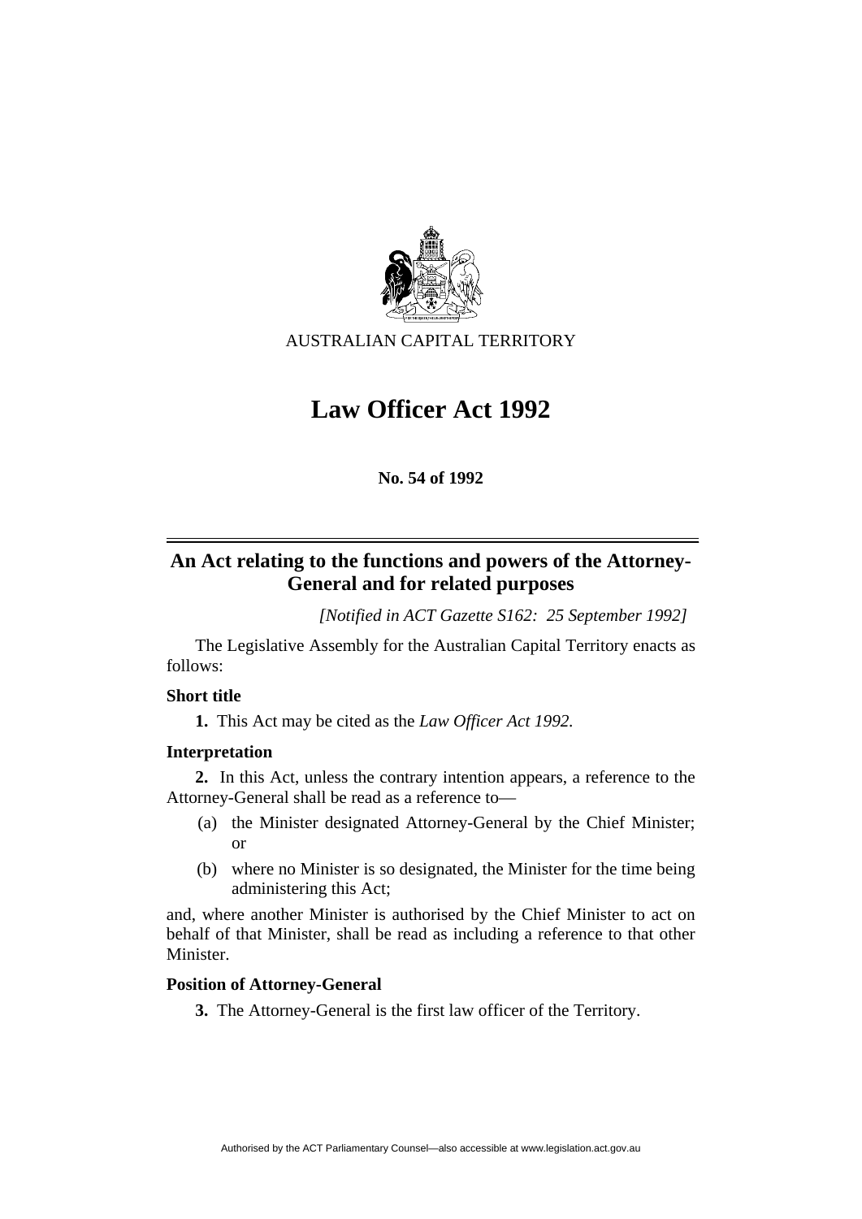AUSTRALIAN CAPITAL TERRITORY

# Law Officer Act 1992

**No. 54 of 1992**

## An Act relating to the functions and powers of the Attorney-General and for related purposes

*[Notified in ACT Gazette S162: 25 September 1992]*

The Legislative Assembly for the Australian Capital Territory enacts as follows:

**Short title**

**1.** This Act may be cited as the *Law Officer Act 1992.*

**Interpretation**

**2.** In this Act, unless the contrary intention appears, a reference to the Attorney-General shall be read as a reference to—

(a) the Minister designated Attorney-General by the Chief Minister; or

(b) where no Minister is so designated, the Minister for the time being administering this Act;

and, where another Minister is authorised by the Chief Minister to act on behalf of that Minister, shall be read as including a reference to that other Minister.

**Position of Attorney-General**

**3.** The Attorney-General is the first law officer of the Territory.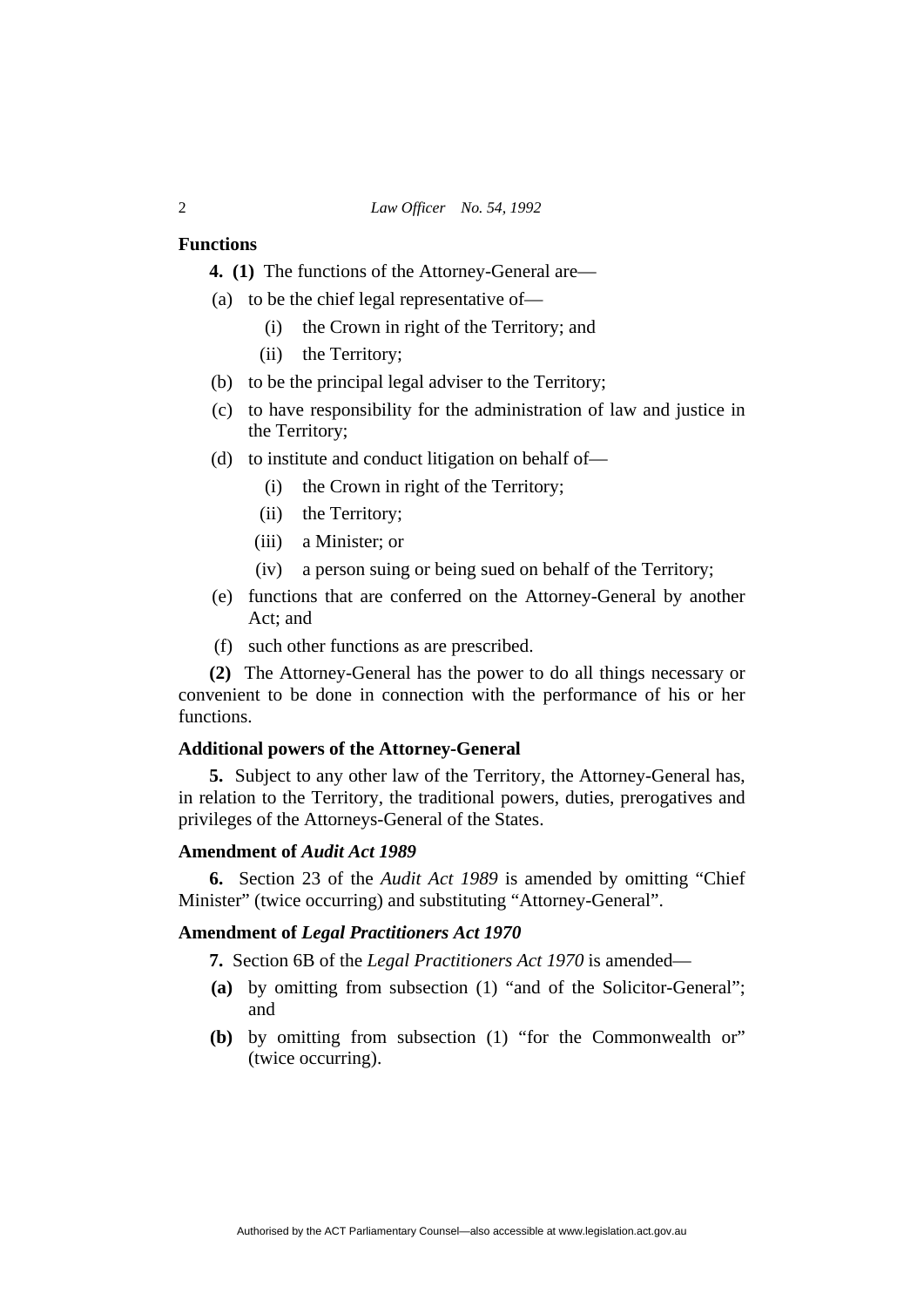**Functions**

**4. (1)** The functions of the Attorney-General are—

(a) to be the chief legal representative of—

(i) the Crown in right of the Territory; and

(ii) the Territory;

(b) to be the principal legal adviser to the Territory;

(c) to have responsibility for the administration of law and justice in the Territory;

(d) to institute and conduct litigation on behalf of—

(i) the Crown in right of the Territory;

(ii) the Territory;

(iii) a Minister; or

(iv) a person suing or being sued on behalf of the Territory;

(e) functions that are conferred on the Attorney-General by another Act; and

(f) such other functions as are prescribed.

**(2)** The Attorney-General has the power to do all things necessary or convenient to be done in connection with the performance of his or her functions.

**Additional powers of the Attorney-General**

**5.** Subject to any other law of the Territory, the Attorney-General has, in relation to the Territory, the traditional powers, duties, prerogatives and privileges of the Attorneys-General of the States.

**Amendment of *Audit Act 1989***

**6.** Section 23 of the *Audit Act 1989* is amended by omitting "Chief Minister" (twice occurring) and substituting "Attorney-General".

**Amendment of *Legal Practitioners Act 1970***

**7.** Section 6B of the *Legal Practitioners Act 1970* is amended—

**(a)** by omitting from subsection (1) "and of the Solicitor-General"; and

**(b)** by omitting from subsection (1) "for the Commonwealth or" (twice occurring).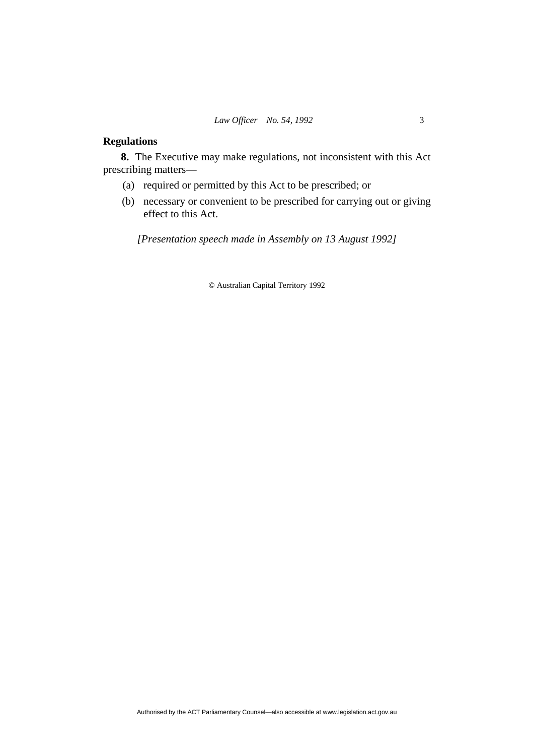## Regulations

**8.** The Executive may make regulations, not inconsistent with this Act prescribing matters—

(a) required or permitted by this Act to be prescribed; or

(b) necessary or convenient to be prescribed for carrying out or giving effect to this Act.

*[Presentation speech made in Assembly on 13 August 1992]*

© Australian Capital Territory 1992